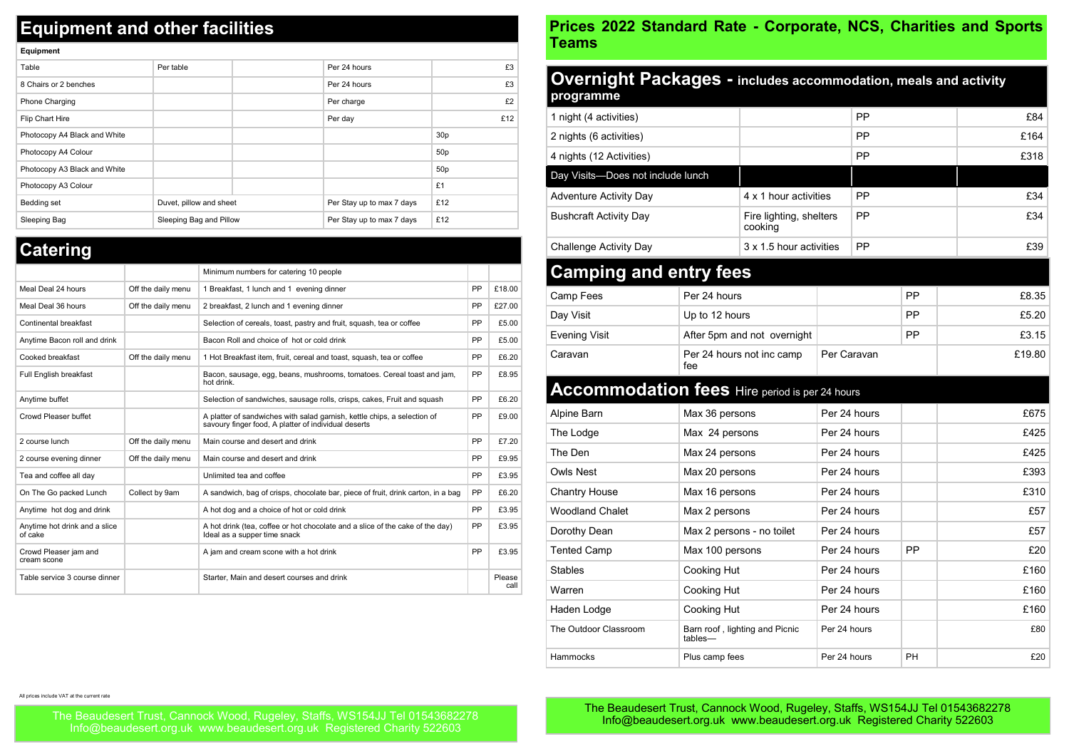## Equipment and other facilities

| Equipment | | | | | |
|---|---|---|---|---|---|
| Table | Per table | | Per 24 hours | | £3 |
| 8 Chairs or 2 benches | | | Per 24 hours | | £3 |
| Phone Charging | | | Per charge | | £2 |
| Flip Chart Hire | | | Per day | | £12 |
| Photocopy A4 Black and White | | | | 30p | |
| Photocopy A4 Colour | | | | 50p | |
| Photocopy A3 Black and White | | | | 50p | |
| Photocopy A3 Colour | | | | £1 | |
| Bedding set | Duvet, pillow and sheet | | Per Stay up to max 7 days | £12 | |
| Sleeping Bag | Sleeping Bag and Pillow | | Per Stay up to max 7 days | £12 | |

## Catering

| | | | | |
|---|---|---|---|---|
| | | Minimum numbers for catering 10 people | | |
| Meal Deal 24 hours | Off the daily menu | 1 Breakfast, 1 lunch and 1 evening dinner | PP | £18.00 |
| Meal Deal 36 hours | Off the daily menu | 2 breakfast, 2 lunch and 1 evening dinner | PP | £27.00 |
| Continental breakfast | | Selection of cereals, toast, pastry and fruit, squash, tea or coffee | PP | £5.00 |
| Anytime Bacon roll and drink | | Bacon Roll and choice of hot or cold drink | PP | £5.00 |
| Cooked breakfast | Off the daily menu | 1 Hot Breakfast item, fruit, cereal and toast, squash, tea or coffee | PP | £6.20 |
| Full English breakfast | | Bacon, sausage, egg, beans, mushrooms, tomatoes. Cereal toast and jam, hot drink. | PP | £8.95 |
| Anytime buffet | | Selection of sandwiches, sausage rolls, crisps, cakes, Fruit and squash | PP | £6.20 |
| Crowd Pleaser buffet | | A platter of sandwiches with salad garnish, kettle chips, a selection of savoury finger food, A platter of individual deserts | PP | £9.00 |
| 2 course lunch | Off the daily menu | Main course and desert and drink | PP | £7.20 |
| 2 course evening dinner | Off the daily menu | Main course and desert and drink | PP | £9.95 |
| Tea and coffee all day | | Unlimited tea and coffee | PP | £3.95 |
| On The Go packed Lunch | Collect by 9am | A sandwich, bag of crisps, chocolate bar, piece of fruit, drink carton, in a bag | PP | £6.20 |
| Anytime hot dog and drink | | A hot dog and a choice of hot or cold drink | PP | £3.95 |
| Anytime hot drink and a slice of cake | | A hot drink (tea, coffee or hot chocolate and a slice of the cake of the day) Ideal as a supper time snack | PP | £3.95 |
| Crowd Pleaser jam and cream scone | | A jam and cream scone with a hot drink | PP | £3.95 |
| Table service 3 course dinner | | Starter, Main and desert courses and drink | | Please call |

All prices include VAT at the current rate

The Beaudesert Trust, Cannock Wood, Rugeley, Staffs, WS154JJ Tel 01543682278
Info@beaudesert.org.uk www.beaudesert.org.uk Registered Charity 522603

## Prices 2022 Standard Rate - Corporate, NCS, Charities and Sports Teams

## Overnight Packages - includes accommodation, meals and activity programme

| | | | |
|---|---|---|---|
| 1 night (4 activities) | | PP | £84 |
| 2 nights (6 activities) | | PP | £164 |
| 4 nights (12 Activities) | | PP | £318 |
| **Day Visits—Does not include lunch** | | | |
| Adventure Activity Day | 4 x 1 hour activities | PP | £34 |
| Bushcraft Activity Day | Fire lighting, shelters cooking | PP | £34 |
| Challenge Activity Day | 3 x 1.5 hour activities | PP | £39 |

## Camping and entry fees

| | | | | |
|---|---|---|---|---|
| Camp Fees | Per 24 hours | | PP | £8.35 |
| Day Visit | Up to 12 hours | | PP | £5.20 |
| Evening Visit | After 5pm and not overnight | | PP | £3.15 |
| Caravan | Per 24 hours not inc camp fee | Per Caravan | | £19.80 |

## Accommodation fees Hire period is per 24 hours

| | | | | |
|---|---|---|---|---|
| Alpine Barn | Max 36 persons | Per 24 hours | | £675 |
| The Lodge | Max 24 persons | Per 24 hours | | £425 |
| The Den | Max 24 persons | Per 24 hours | | £425 |
| Owls Nest | Max 20 persons | Per 24 hours | | £393 |
| Chantry House | Max 16 persons | Per 24 hours | | £310 |
| Woodland Chalet | Max 2 persons | Per 24 hours | | £57 |
| Dorothy Dean | Max 2 persons - no toilet | Per 24 hours | | £57 |
| Tented Camp | Max 100 persons | Per 24 hours | PP | £20 |
| Stables | Cooking Hut | Per 24 hours | | £160 |
| Warren | Cooking Hut | Per 24 hours | | £160 |
| Haden Lodge | Cooking Hut | Per 24 hours | | £160 |
| The Outdoor Classroom | Barn roof , lighting and Picnic tables— | Per 24 hours | | £80 |
| Hammocks | Plus camp fees | Per 24 hours | PH | £20 |

The Beaudesert Trust, Cannock Wood, Rugeley, Staffs, WS154JJ Tel 01543682278
Info@beaudesert.org.uk www.beaudesert.org.uk Registered Charity 522603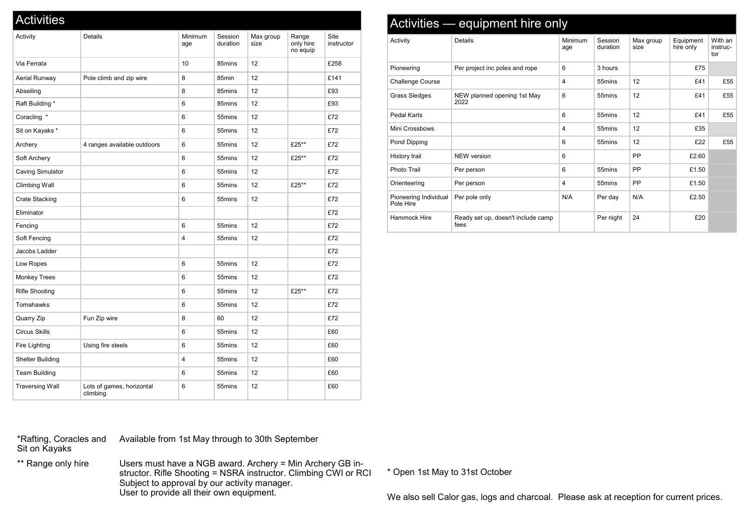# Activities

| Activity | Details | Minimum age | Session duration | Max group size | Range only hire no equip | Site instructor |
|---|---|---|---|---|---|---|
| Via Ferrata | | 10 | 85mins | 12 | | £258 |
| Aerial Runway | Pole climb and zip wire | 8 | 85min | 12 | | £141 |
| Abseiling | | 8 | 85mins | 12 | | £93 |
| Raft Building * | | 6 | 85mins | 12 | | £93 |
| Coracling * | | 6 | 55mins | 12 | | £72 |
| Sit on Kayaks * | | 6 | 55mins | 12 | | £72 |
| Archery | 4 ranges available outdoors | 6 | 55mins | 12 | £25** | £72 |
| Soft Archery | | 6 | 55mins | 12 | £25** | £72 |
| Caving Simulator | | 6 | 55mins | 12 | | £72 |
| Climbing Wall | | 6 | 55mins | 12 | £25** | £72 |
| Crate Stacking | | 6 | 55mins | 12 | | £72 |
| Eliminator | | | | | | £72 |
| Fencing | | 6 | 55mins | 12 | | £72 |
| Soft Fencing | | 4 | 55mins | 12 | | £72 |
| Jacobs Ladder | | | | | | £72 |
| Low Ropes | | 6 | 55mins | 12 | | £72 |
| Monkey Trees | | 6 | 55mins | 12 | | £72 |
| Rifle Shooting | | 6 | 55mins | 12 | £25** | £72 |
| Tomahawks | | 6 | 55mins | 12 | | £72 |
| Quarry Zip | Fun Zip wire | 8 | 60 | 12 | | £72 |
| Circus Skills | | 6 | 55mins | 12 | | £60 |
| Fire Lighting | Using fire steels | 6 | 55mins | 12 | | £60 |
| Shelter Building | | 4 | 55mins | 12 | | £60 |
| Team Building | | 6 | 55mins | 12 | | £60 |
| Traversing Wall | Lots of games, horizontal climbing | 6 | 55mins | 12 | | £60 |

*Rafting, Coracles and Sit on Kayaks — Available from 1st May through to 30th September

** Range only hire — Users must have a NGB award. Archery = Min Archery GB instructor. Rifle Shooting = NSRA instructor. Climbing CWI or RCI Subject to approval by our activity manager. User to provide all their own equipment.

# Activities — equipment hire only

| Activity | Details | Minimum age | Session duration | Max group size | Equipment hire only | With an instructor |
|---|---|---|---|---|---|---|
| Pioneering | Per project inc poles and rope | 6 | 3 hours | | £75 | |
| Challenge Course | | 4 | 55mins | 12 | £41 | £55 |
| Grass Sledges | NEW planned opening 1st May 2022 | 6 | 55mins | 12 | £41 | £55 |
| Pedal Karts | | 6 | 55mins | 12 | £41 | £55 |
| Mini Crossbows | | 4 | 55mins | 12 | £35 | |
| Pond Dipping | | 6 | 55mins | 12 | £22 | £55 |
| History trail | NEW version | 6 | | PP | £2.60 | |
| Photo Trail | Per person | 6 | 55mins | PP | £1.50 | |
| Orienteering | Per person | 4 | 55mins | PP | £1.50 | |
| Pioneering Individual Pole Hire | Per pole only | N/A | Per day | N/A | £2.50 | |
| Hammock Hire | Ready set up, doesn't include camp fees | | Per night | 24 | £20 | |

* Open 1st May to 31st October

We also sell Calor gas, logs and charcoal. Please ask at reception for current prices.